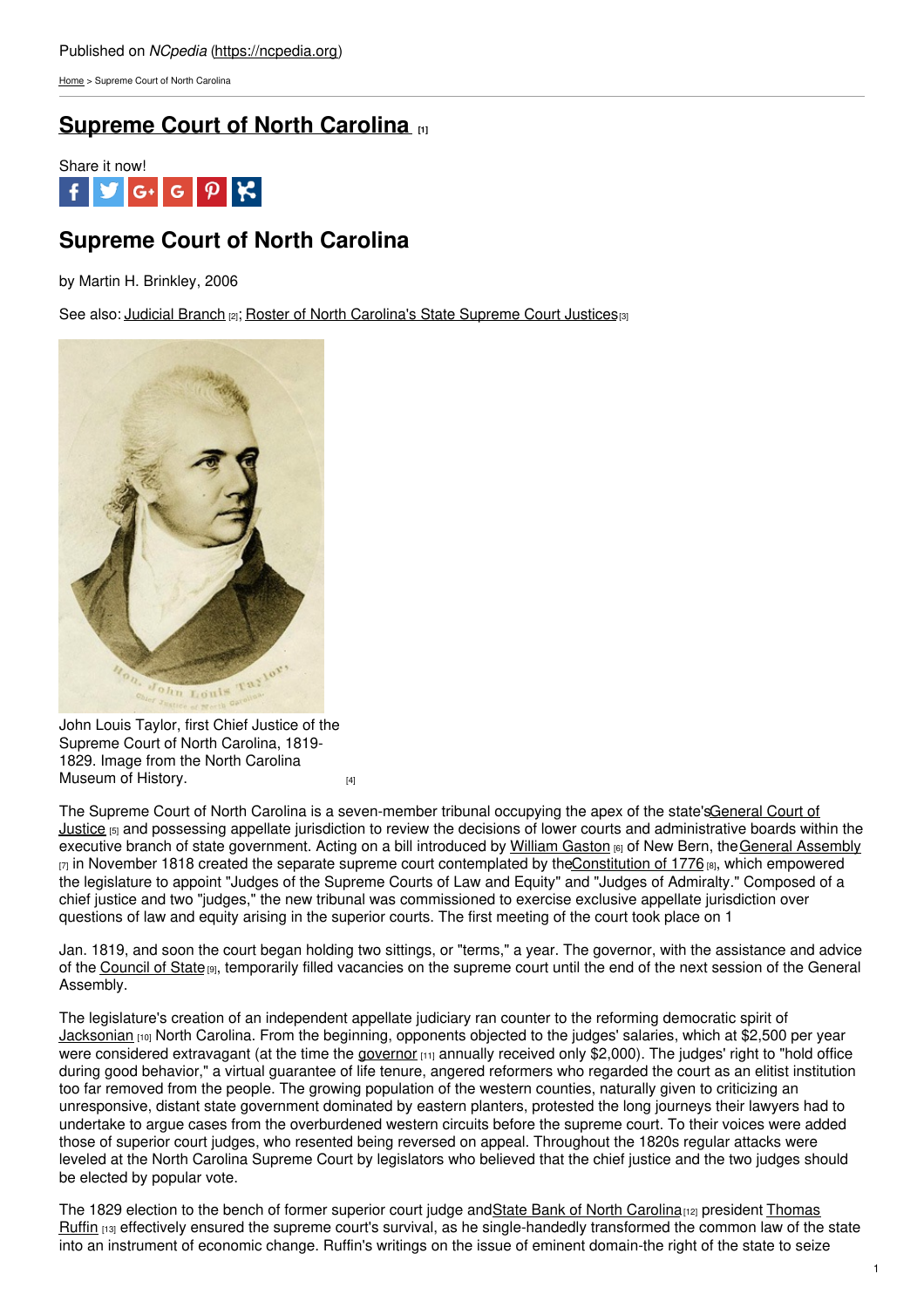Published on *NCpedia* (https://ncpedia.org)

Home > Supreme Court of North Carolina

# Supreme Court of North Carolina [1]

Share it now!

## Supreme Court of North Carolina

by Martin H. Brinkley, 2006

See also: Judicial Branch [2]; Roster of North Carolina's State Supreme Court Justices[3]

John Louis Taylor, first Chief Justice of the Supreme Court of North Carolina, 1819-1829. Image from the North Carolina Museum of History. [4]

The Supreme Court of North Carolina is a seven-member tribunal occupying the apex of the state's General Court of Justice [5] and possessing appellate jurisdiction to review the decisions of lower courts and administrative boards within the executive branch of state government. Acting on a bill introduced by William Gaston [6] of New Bern, the General Assembly [7] in November 1818 created the separate supreme court contemplated by the Constitution of 1776 [8], which empowered the legislature to appoint "Judges of the Supreme Courts of Law and Equity" and "Judges of Admiralty." Composed of a chief justice and two "judges," the new tribunal was commissioned to exercise exclusive appellate jurisdiction over questions of law and equity arising in the superior courts. The first meeting of the court took place on 1 Jan. 1819, and soon the court began holding two sittings, or "terms," a year. The governor, with the assistance and advice of the Council of State [9], temporarily filled vacancies on the supreme court until the end of the next session of the General Assembly.

The legislature's creation of an independent appellate judiciary ran counter to the reforming democratic spirit of Jacksonian [10] North Carolina. From the beginning, opponents objected to the judges' salaries, which at $2,500 per year were considered extravagant (at the time the governor [11] annually received only $2,000). The judges' right to "hold office during good behavior," a virtual guarantee of life tenure, angered reformers who regarded the court as an elitist institution too far removed from the people. The growing population of the western counties, naturally given to criticizing an unresponsive, distant state government dominated by eastern planters, protested the long journeys their lawyers had to undertake to argue cases from the overburdened western circuits before the supreme court. To their voices were added those of superior court judges, who resented being reversed on appeal. Throughout the 1820s regular attacks were leveled at the North Carolina Supreme Court by legislators who believed that the chief justice and the two judges should be elected by popular vote.

The 1829 election to the bench of former superior court judge and State Bank of North Carolina[12] president Thomas Ruffin [13] effectively ensured the supreme court's survival, as he single-handedly transformed the common law of the state into an instrument of economic change. Ruffin's writings on the issue of eminent domain-the right of the state to seize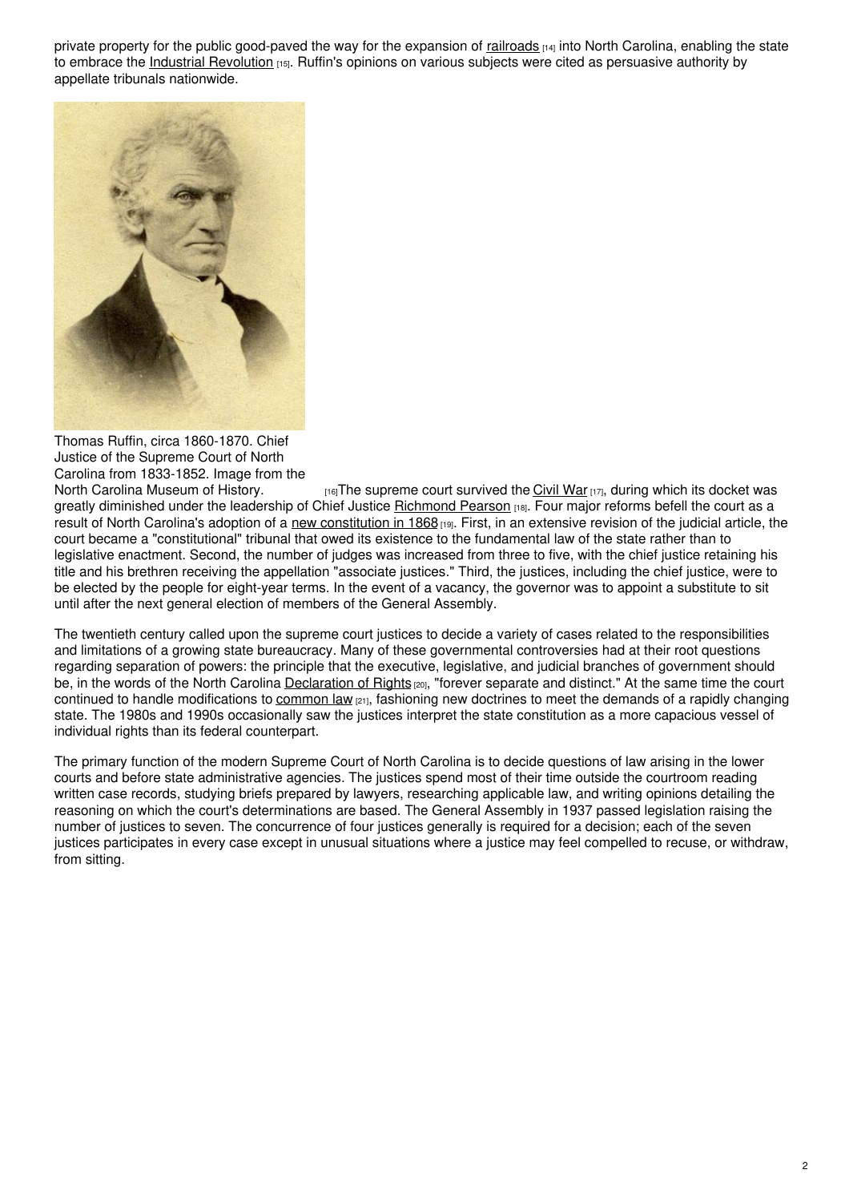private property for the public good-paved the way for the expansion of railroads [14] into North Carolina, enabling the state to embrace the Industrial Revolution [15]. Ruffin's opinions on various subjects were cited as persuasive authority by appellate tribunals nationwide.

Thomas Ruffin, circa 1860-1870. Chief Justice of the Supreme Court of North Carolina from 1833-1852. Image from the North Carolina Museum of History. [16]

The supreme court survived the Civil War [17], during which its docket was greatly diminished under the leadership of Chief Justice Richmond Pearson [18]. Four major reforms befell the court as a result of North Carolina's adoption of a new constitution in 1868 [19]. First, in an extensive revision of the judicial article, the court became a "constitutional" tribunal that owed its existence to the fundamental law of the state rather than to legislative enactment. Second, the number of judges was increased from three to five, with the chief justice retaining his title and his brethren receiving the appellation "associate justices." Third, the justices, including the chief justice, were to be elected by the people for eight-year terms. In the event of a vacancy, the governor was to appoint a substitute to sit until after the next general election of members of the General Assembly.

The twentieth century called upon the supreme court justices to decide a variety of cases related to the responsibilities and limitations of a growing state bureaucracy. Many of these governmental controversies had at their root questions regarding separation of powers: the principle that the executive, legislative, and judicial branches of government should be, in the words of the North Carolina Declaration of Rights [20], "forever separate and distinct." At the same time the court continued to handle modifications to common law [21], fashioning new doctrines to meet the demands of a rapidly changing state. The 1980s and 1990s occasionally saw the justices interpret the state constitution as a more capacious vessel of individual rights than its federal counterpart.

The primary function of the modern Supreme Court of North Carolina is to decide questions of law arising in the lower courts and before state administrative agencies. The justices spend most of their time outside the courtroom reading written case records, studying briefs prepared by lawyers, researching applicable law, and writing opinions detailing the reasoning on which the court's determinations are based. The General Assembly in 1937 passed legislation raising the number of justices to seven. The concurrence of four justices generally is required for a decision; each of the seven justices participates in every case except in unusual situations where a justice may feel compelled to recuse, or withdraw, from sitting.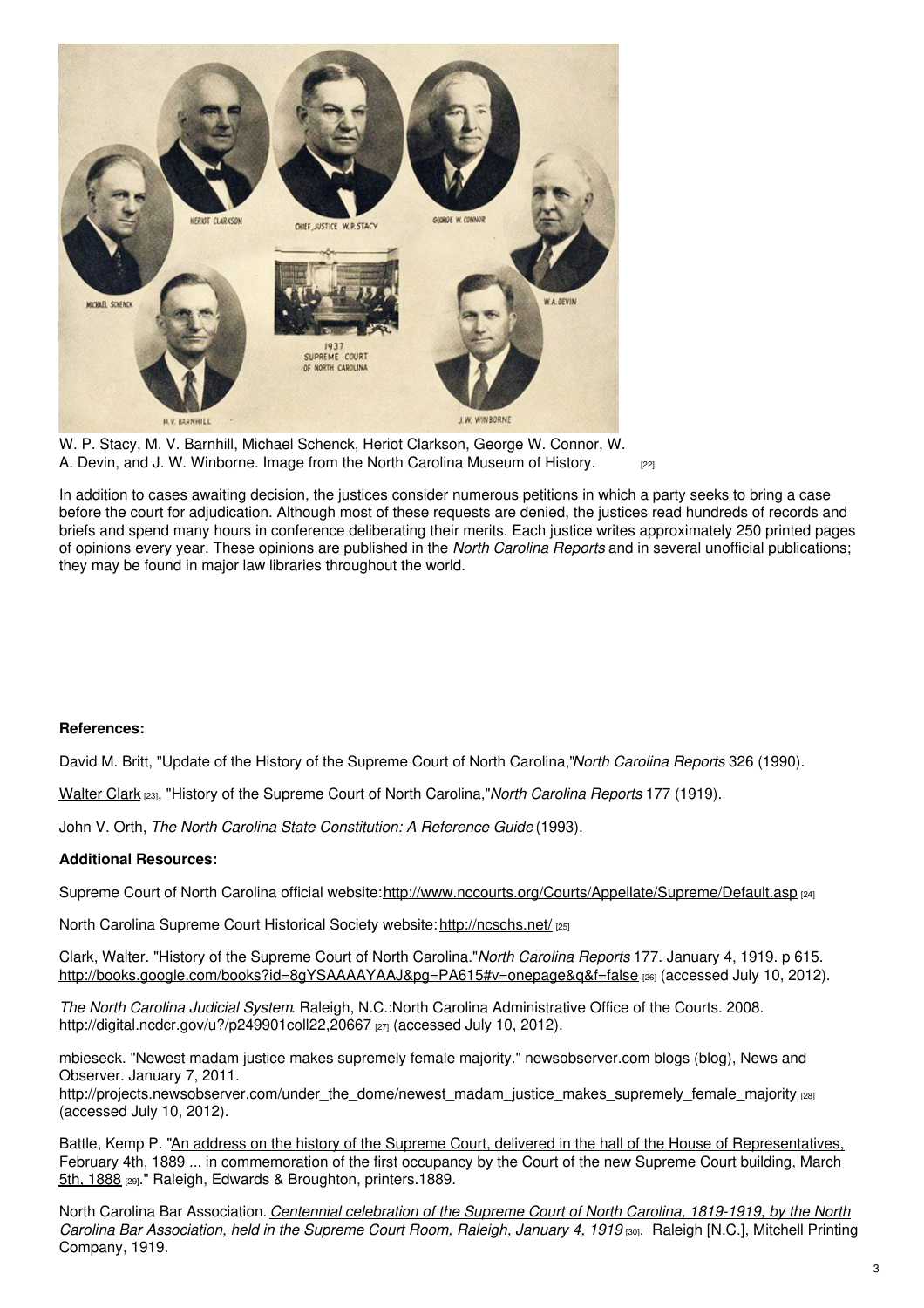W. P. Stacy, M. V. Barnhill, Michael Schenck, Heriot Clarkson, George W. Connor, W. A. Devin, and J. W. Winborne. Image from the North Carolina Museum of History. [22]

In addition to cases awaiting decision, the justices consider numerous petitions in which a party seeks to bring a case before the court for adjudication. Although most of these requests are denied, the justices read hundreds of records and briefs and spend many hours in conference deliberating their merits. Each justice writes approximately 250 printed pages of opinions every year. These opinions are published in the *North Carolina Reports* and in several unofficial publications; they may be found in major law libraries throughout the world.

**References:**

David M. Britt, "Update of the History of the Supreme Court of North Carolina,"*North Carolina Reports* 326 (1990).

Walter Clark [23], "History of the Supreme Court of North Carolina,"*North Carolina Reports* 177 (1919).

John V. Orth, *The North Carolina State Constitution: A Reference Guide* (1993).

**Additional Resources:**

Supreme Court of North Carolina official website: http://www.nccourts.org/Courts/Appellate/Supreme/Default.asp [24]

North Carolina Supreme Court Historical Society website: http://ncschs.net/ [25]

Clark, Walter. "History of the Supreme Court of North Carolina."*North Carolina Reports* 177. January 4, 1919. p 615. http://books.google.com/books?id=8gYSAAAAYAAJ&pg=PA615#v=onepage&q&f=false [26] (accessed July 10, 2012).

*The North Carolina Judicial System*. Raleigh, N.C.:North Carolina Administrative Office of the Courts. 2008. http://digital.ncdcr.gov/u?/p249901coll22,20667 [27] (accessed July 10, 2012).

mbieseck. "Newest madam justice makes supremely female majority." newsobserver.com blogs (blog), News and Observer. January 7, 2011. http://projects.newsobserver.com/under_the_dome/newest_madam_justice_makes_supremely_female_majority [28] (accessed July 10, 2012).

Battle, Kemp P. "An address on the history of the Supreme Court, delivered in the hall of the House of Representatives, February 4th, 1889 ... in commemoration of the first occupancy by the Court of the new Supreme Court building, March 5th, 1888 [29]." Raleigh, Edwards & Broughton, printers.1889.

North Carolina Bar Association. *Centennial celebration of the Supreme Court of North Carolina, 1819-1919, by the North Carolina Bar Association, held in the Supreme Court Room, Raleigh, January 4, 1919* [30]. Raleigh [N.C.], Mitchell Printing Company, 1919.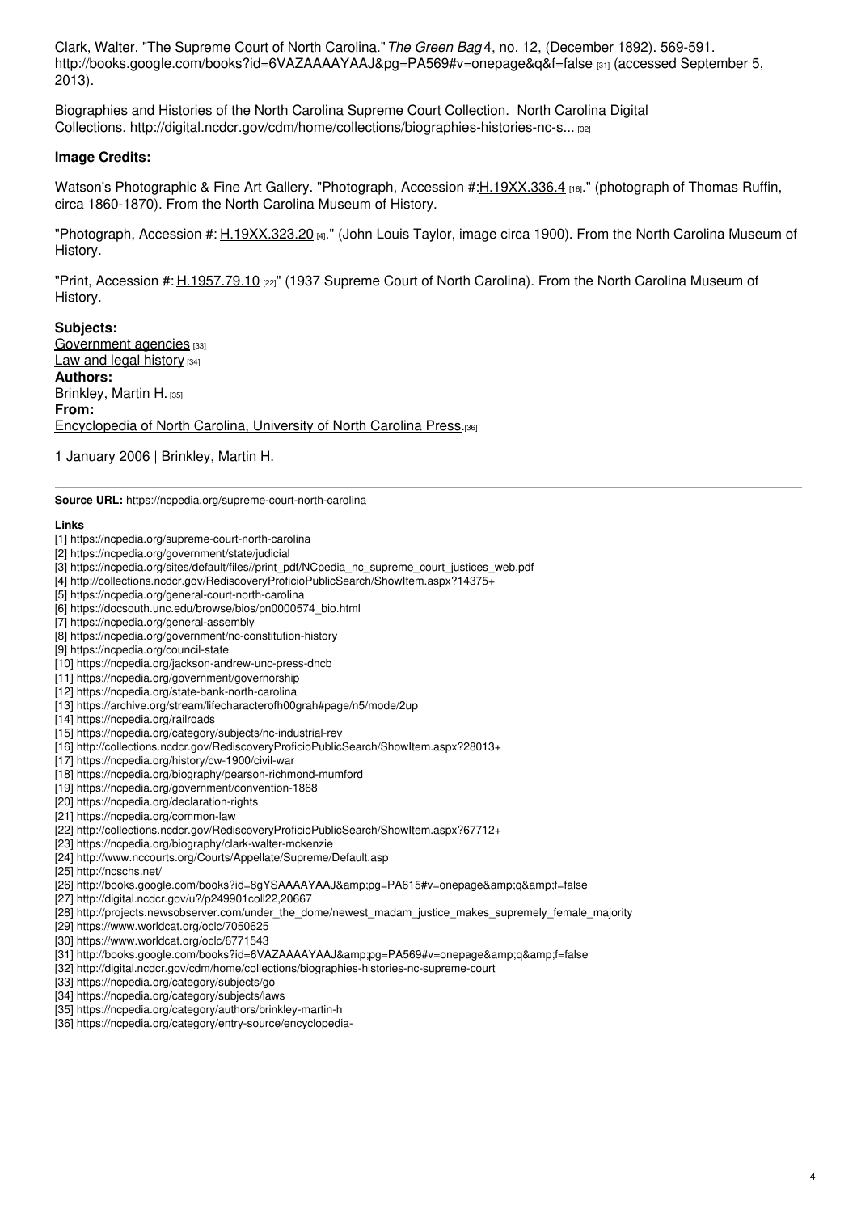Clark, Walter. "The Supreme Court of North Carolina." *The Green Bag* 4, no. 12, (December 1892). 569-591. http://books.google.com/books?id=6VAZAAAAYAAJ&pg=PA569#v=onepage&q&f=false [31] (accessed September 5, 2013).

Biographies and Histories of the North Carolina Supreme Court Collection. North Carolina Digital Collections. http://digital.ncdcr.gov/cdm/home/collections/biographies-histories-nc-s... [32]

**Image Credits:**

Watson's Photographic & Fine Art Gallery. "Photograph, Accession #:H.19XX.336.4 [16]." (photograph of Thomas Ruffin, circa 1860-1870). From the North Carolina Museum of History.

"Photograph, Accession #: H.19XX.323.20 [4]." (John Louis Taylor, image circa 1900). From the North Carolina Museum of History.

"Print, Accession #: H.1957.79.10 [22]" (1937 Supreme Court of North Carolina). From the North Carolina Museum of History.

**Subjects:**
Government agencies [33]
Law and legal history [34]
**Authors:**
Brinkley, Martin H. [35]
**From:**
Encyclopedia of North Carolina, University of North Carolina Press.[36]

1 January 2006 | Brinkley, Martin H.

---

**Source URL:** https://ncpedia.org/supreme-court-north-carolina

**Links**
[1] https://ncpedia.org/supreme-court-north-carolina
[2] https://ncpedia.org/government/state/judicial
[3] https://ncpedia.org/sites/default/files//print_pdf/NCpedia_nc_supreme_court_justices_web.pdf
[4] http://collections.ncdcr.gov/RediscoveryProficioPublicSearch/ShowItem.aspx?14375+
[5] https://ncpedia.org/general-court-north-carolina
[6] https://docsouth.unc.edu/browse/bios/pn0000574_bio.html
[7] https://ncpedia.org/general-assembly
[8] https://ncpedia.org/government/nc-constitution-history
[9] https://ncpedia.org/council-state
[10] https://ncpedia.org/jackson-andrew-unc-press-dncb
[11] https://ncpedia.org/government/governorship
[12] https://ncpedia.org/state-bank-north-carolina
[13] https://archive.org/stream/lifecharacterofh00grah#page/n5/mode/2up
[14] https://ncpedia.org/railroads
[15] https://ncpedia.org/category/subjects/nc-industrial-rev
[16] http://collections.ncdcr.gov/RediscoveryProficioPublicSearch/ShowItem.aspx?28013+
[17] https://ncpedia.org/history/cw-1900/civil-war
[18] https://ncpedia.org/biography/pearson-richmond-mumford
[19] https://ncpedia.org/government/convention-1868
[20] https://ncpedia.org/declaration-rights
[21] https://ncpedia.org/common-law
[22] http://collections.ncdcr.gov/RediscoveryProficioPublicSearch/ShowItem.aspx?67712+
[23] https://ncpedia.org/biography/clark-walter-mckenzie
[24] http://www.nccourts.org/Courts/Appellate/Supreme/Default.asp
[25] http://ncschs.net/
[26] http://books.google.com/books?id=8gYSAAAAYAAJ&amp;pg=PA615#v=onepage&amp;q&amp;f=false
[27] http://digital.ncdcr.gov/u?/p249901coll22,20667
[28] http://projects.newsobserver.com/under_the_dome/newest_madam_justice_makes_supremely_female_majority
[29] https://www.worldcat.org/oclc/7050625
[30] https://www.worldcat.org/oclc/6771543
[31] http://books.google.com/books?id=6VAZAAAAYAAJ&amp;pg=PA569#v=onepage&amp;q&amp;f=false
[32] http://digital.ncdcr.gov/cdm/home/collections/biographies-histories-nc-supreme-court
[33] https://ncpedia.org/category/subjects/go
[34] https://ncpedia.org/category/subjects/laws
[35] https://ncpedia.org/category/authors/brinkley-martin-h
[36] https://ncpedia.org/category/entry-source/encyclopedia-